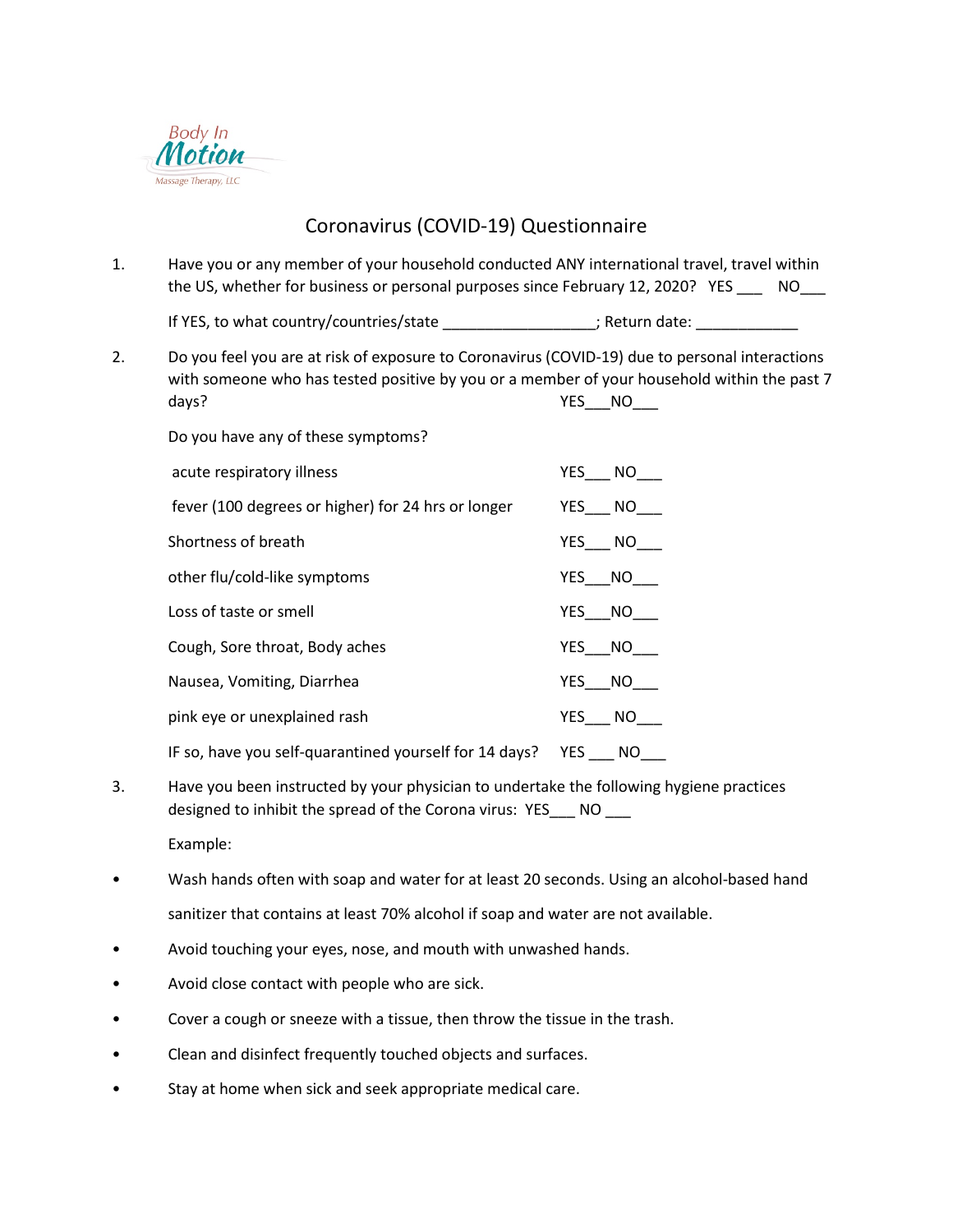Body In
Motion
Massage Therapy, LLC

# Coronavirus (COVID-19) Questionnaire

1. Have you or any member of your household conducted ANY international travel, travel within the US, whether for business or personal purposes since February 12, 2020? YES ___ NO___

   If YES, to what country/countries/state __________________; Return date: ____________

2. Do you feel you are at risk of exposure to Coronavirus (COVID-19) due to personal interactions with someone who has tested positive by you or a member of your household within the past 7 days? YES___NO___

   Do you have any of these symptoms?

   acute respiratory illness YES___ NO___

   fever (100 degrees or higher) for 24 hrs or longer YES___ NO___

   Shortness of breath YES___ NO___

   other flu/cold-like symptoms YES___NO___

   Loss of taste or smell YES___NO___

   Cough, Sore throat, Body aches YES___NO___

   Nausea, Vomiting, Diarrhea YES___NO___

   pink eye or unexplained rash YES___ NO___

   IF so, have you self-quarantined yourself for 14 days? YES ___ NO___

3. Have you been instructed by your physician to undertake the following hygiene practices designed to inhibit the spread of the Corona virus: YES___ NO ___

   Example:

- Wash hands often with soap and water for at least 20 seconds. Using an alcohol-based hand sanitizer that contains at least 70% alcohol if soap and water are not available.
- Avoid touching your eyes, nose, and mouth with unwashed hands.
- Avoid close contact with people who are sick.
- Cover a cough or sneeze with a tissue, then throw the tissue in the trash.
- Clean and disinfect frequently touched objects and surfaces.
- Stay at home when sick and seek appropriate medical care.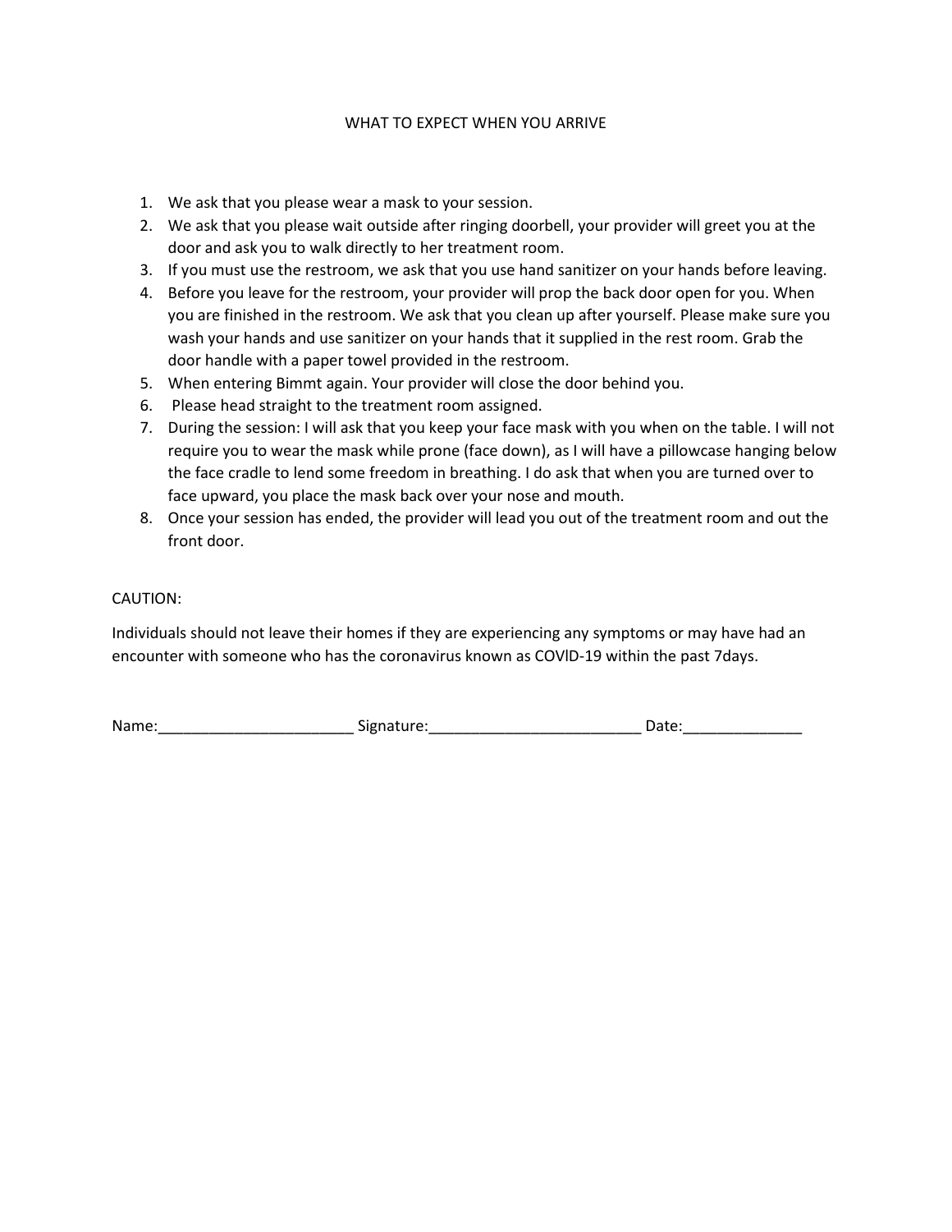# WHAT TO EXPECT WHEN YOU ARRIVE

1. We ask that you please wear a mask to your session.
2. We ask that you please wait outside after ringing doorbell, your provider will greet you at the door and ask you to walk directly to her treatment room.
3. If you must use the restroom, we ask that you use hand sanitizer on your hands before leaving.
4. Before you leave for the restroom, your provider will prop the back door open for you. When you are finished in the restroom. We ask that you clean up after yourself. Please make sure you wash your hands and use sanitizer on your hands that it supplied in the rest room. Grab the door handle with a paper towel provided in the restroom.
5. When entering Bimmt again. Your provider will close the door behind you.
6. Please head straight to the treatment room assigned.
7. During the session: I will ask that you keep your face mask with you when on the table. I will not require you to wear the mask while prone (face down), as I will have a pillowcase hanging below the face cradle to lend some freedom in breathing. I do ask that when you are turned over to face upward, you place the mask back over your nose and mouth.
8. Once your session has ended, the provider will lead you out of the treatment room and out the front door.

CAUTION:

Individuals should not leave their homes if they are experiencing any symptoms or may have had an encounter with someone who has the coronavirus known as COVlD-19 within the past 7days.

Name:_______________________ Signature:_________________________ Date:______________